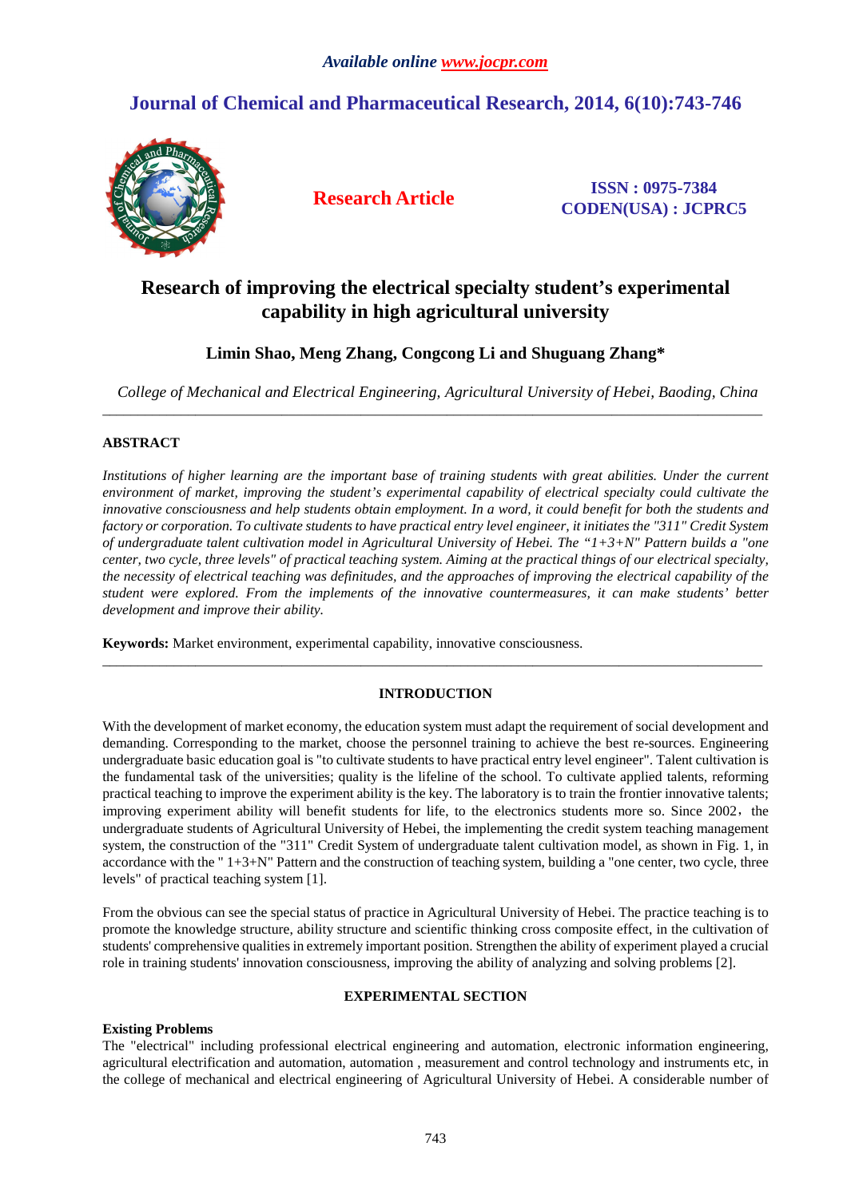*Available online www.jocpr.com*

# Journal of Chemical and Pharmaceutical Research, 2014, 6(10):743-746

**Research Article**

**ISSN : 0975-7384**
**CODEN(USA) : JCPRC5**

# Research of improving the electrical specialty student's experimental capability in high agricultural university

**Limin Shao, Meng Zhang, Congcong Li and Shuguang Zhang***

*College of Mechanical and Electrical Engineering, Agricultural University of Hebei, Baoding, China*

---

## ABSTRACT

*Institutions of higher learning are the important base of training students with great abilities. Under the current environment of market, improving the student's experimental capability of electrical specialty could cultivate the innovative consciousness and help students obtain employment. In a word, it could benefit for both the students and factory or corporation. To cultivate students to have practical entry level engineer, it initiates the "311" Credit System of undergraduate talent cultivation model in Agricultural University of Hebei. The "1+3+N" Pattern builds a "one center, two cycle, three levels" of practical teaching system. Aiming at the practical things of our electrical specialty, the necessity of electrical teaching was definitudes, and the approaches of improving the electrical capability of the student were explored. From the implements of the innovative countermeasures, it can make students' better development and improve their ability.*

**Keywords:** Market environment, experimental capability, innovative consciousness.

---

## INTRODUCTION

With the development of market economy, the education system must adapt the requirement of social development and demanding. Corresponding to the market, choose the personnel training to achieve the best re-sources. Engineering undergraduate basic education goal is "to cultivate students to have practical entry level engineer". Talent cultivation is the fundamental task of the universities; quality is the lifeline of the school. To cultivate applied talents, reforming practical teaching to improve the experiment ability is the key. The laboratory is to train the frontier innovative talents; improving experiment ability will benefit students for life, to the electronics students more so. Since 2002，the undergraduate students of Agricultural University of Hebei, the implementing the credit system teaching management system, the construction of the "311" Credit System of undergraduate talent cultivation model, as shown in Fig. 1, in accordance with the " 1+3+N" Pattern and the construction of teaching system, building a "one center, two cycle, three levels" of practical teaching system [1].

From the obvious can see the special status of practice in Agricultural University of Hebei. The practice teaching is to promote the knowledge structure, ability structure and scientific thinking cross composite effect, in the cultivation of students' comprehensive qualities in extremely important position. Strengthen the ability of experiment played a crucial role in training students' innovation consciousness, improving the ability of analyzing and solving problems [2].

## EXPERIMENTAL SECTION

### Existing Problems

The "electrical" including professional electrical engineering and automation, electronic information engineering, agricultural electrification and automation, automation , measurement and control technology and instruments etc, in the college of mechanical and electrical engineering of Agricultural University of Hebei. A considerable number of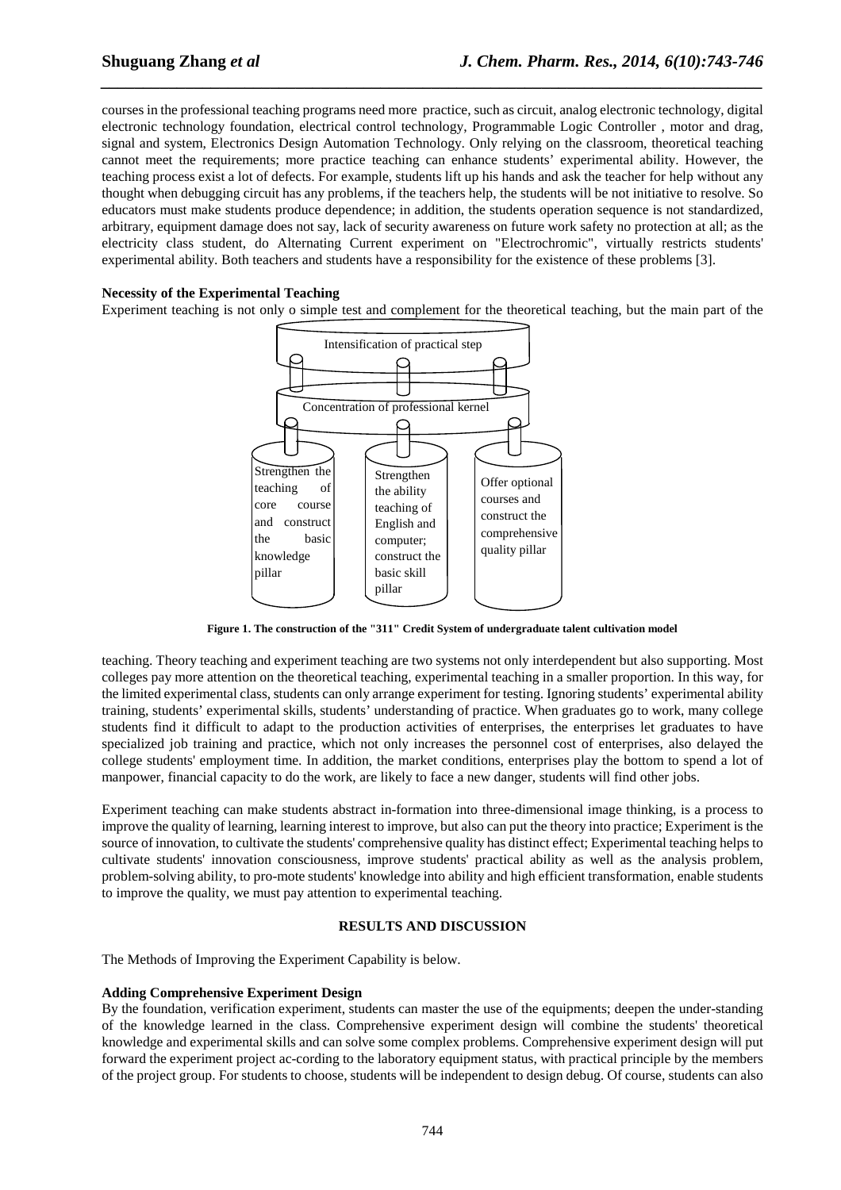courses in the professional teaching programs need more practice, such as circuit, analog electronic technology, digital electronic technology foundation, electrical control technology, Programmable Logic Controller , motor and drag, signal and system, Electronics Design Automation Technology. Only relying on the classroom, theoretical teaching cannot meet the requirements; more practice teaching can enhance students' experimental ability. However, the teaching process exist a lot of defects. For example, students lift up his hands and ask the teacher for help without any thought when debugging circuit has any problems, if the teachers help, the students will be not initiative to resolve. So educators must make students produce dependence; in addition, the students operation sequence is not standardized, arbitrary, equipment damage does not say, lack of security awareness on future work safety no protection at all; as the electricity class student, do Alternating Current experiment on "Electrochromic", virtually restricts students' experimental ability. Both teachers and students have a responsibility for the existence of these problems [3].

**Necessity of the Experimental Teaching**

Experiment teaching is not only o simple test and complement for the theoretical teaching, but the main part of the teaching. Theory teaching and experiment teaching are two systems not only interdependent but also supporting. Most colleges pay more attention on the theoretical teaching, experimental teaching in a smaller proportion. In this way, for the limited experimental class, students can only arrange experiment for testing. Ignoring students' experimental ability training, students' experimental skills, students' understanding of practice. When graduates go to work, many college students find it difficult to adapt to the production activities of enterprises, the enterprises let graduates to have specialized job training and practice, which not only increases the personnel cost of enterprises, also delayed the college students' employment time. In addition, the market conditions, enterprises play the bottom to spend a lot of manpower, financial capacity to do the work, are likely to face a new danger, students will find other jobs.

Intensification of practical step

Concentration of professional kernel

Strengthen the teaching of core course and construct the basic knowledge pillar

Strengthen the ability teaching of English and computer; construct the basic skill pillar

Offer optional courses and construct the comprehensive quality pillar

**Figure 1. The construction of the "311" Credit System of undergraduate talent cultivation model**

Experiment teaching can make students abstract in-formation into three-dimensional image thinking, is a process to improve the quality of learning, learning interest to improve, but also can put the theory into practice; Experiment is the source of innovation, to cultivate the students' comprehensive quality has distinct effect; Experimental teaching helps to cultivate students' innovation consciousness, improve students' practical ability as well as the analysis problem, problem-solving ability, to pro-mote students' knowledge into ability and high efficient transformation, enable students to improve the quality, we must pay attention to experimental teaching.

## RESULTS AND DISCUSSION

The Methods of Improving the Experiment Capability is below.

**Adding Comprehensive Experiment Design**

By the foundation, verification experiment, students can master the use of the equipments; deepen the under-standing of the knowledge learned in the class. Comprehensive experiment design will combine the students' theoretical knowledge and experimental skills and can solve some complex problems. Comprehensive experiment design will put forward the experiment project ac-cording to the laboratory equipment status, with practical principle by the members of the project group. For students to choose, students will be independent to design debug. Of course, students can also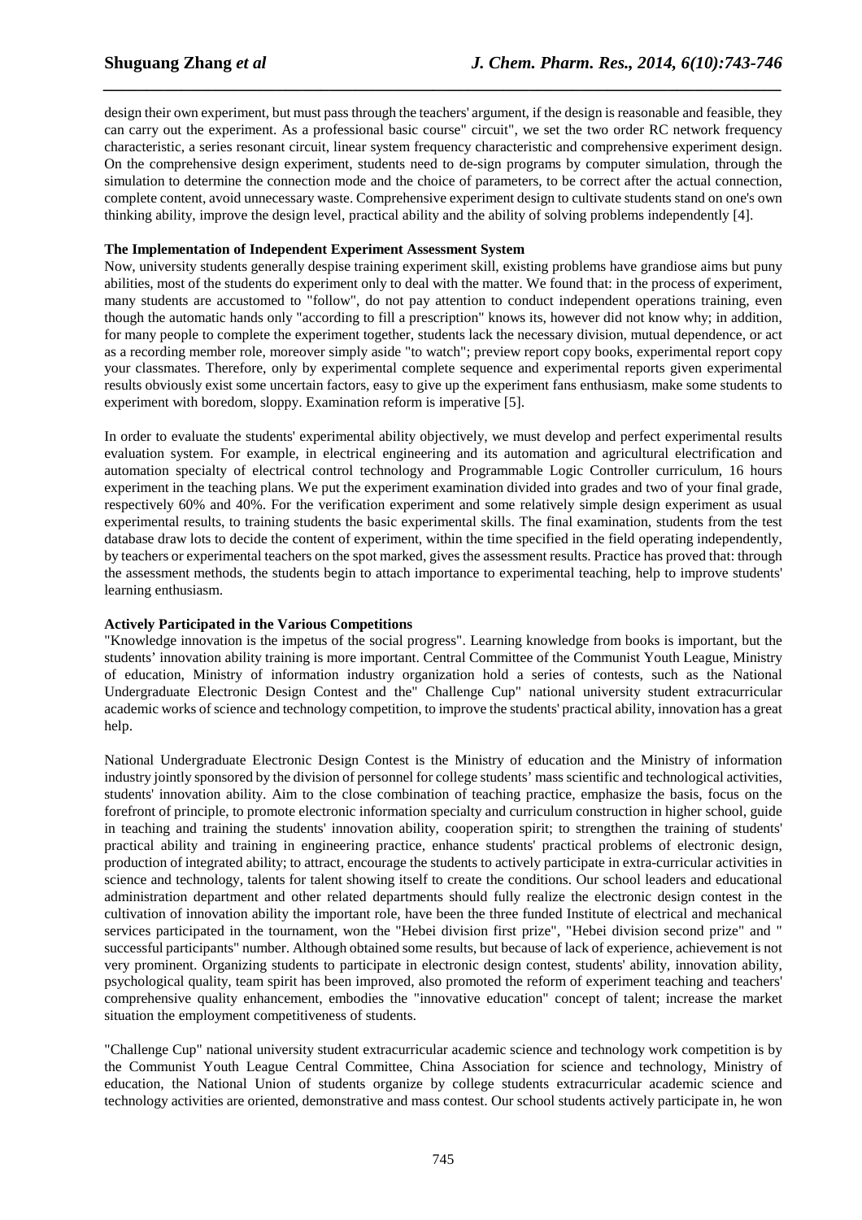design their own experiment, but must pass through the teachers' argument, if the design is reasonable and feasible, they can carry out the experiment. As a professional basic course" circuit", we set the two order RC network frequency characteristic, a series resonant circuit, linear system frequency characteristic and comprehensive experiment design. On the comprehensive design experiment, students need to de-sign programs by computer simulation, through the simulation to determine the connection mode and the choice of parameters, to be correct after the actual connection, complete content, avoid unnecessary waste. Comprehensive experiment design to cultivate students stand on one's own thinking ability, improve the design level, practical ability and the ability of solving problems independently [4].

**The Implementation of Independent Experiment Assessment System**

Now, university students generally despise training experiment skill, existing problems have grandiose aims but puny abilities, most of the students do experiment only to deal with the matter. We found that: in the process of experiment, many students are accustomed to "follow", do not pay attention to conduct independent operations training, even though the automatic hands only "according to fill a prescription" knows its, however did not know why; in addition, for many people to complete the experiment together, students lack the necessary division, mutual dependence, or act as a recording member role, moreover simply aside "to watch"; preview report copy books, experimental report copy your classmates. Therefore, only by experimental complete sequence and experimental reports given experimental results obviously exist some uncertain factors, easy to give up the experiment fans enthusiasm, make some students to experiment with boredom, sloppy. Examination reform is imperative [5].

In order to evaluate the students' experimental ability objectively, we must develop and perfect experimental results evaluation system. For example, in electrical engineering and its automation and agricultural electrification and automation specialty of electrical control technology and Programmable Logic Controller curriculum, 16 hours experiment in the teaching plans. We put the experiment examination divided into grades and two of your final grade, respectively 60% and 40%. For the verification experiment and some relatively simple design experiment as usual experimental results, to training students the basic experimental skills. The final examination, students from the test database draw lots to decide the content of experiment, within the time specified in the field operating independently, by teachers or experimental teachers on the spot marked, gives the assessment results. Practice has proved that: through the assessment methods, the students begin to attach importance to experimental teaching, help to improve students' learning enthusiasm.

**Actively Participated in the Various Competitions**

"Knowledge innovation is the impetus of the social progress". Learning knowledge from books is important, but the students' innovation ability training is more important. Central Committee of the Communist Youth League, Ministry of education, Ministry of information industry organization hold a series of contests, such as the National Undergraduate Electronic Design Contest and the" Challenge Cup" national university student extracurricular academic works of science and technology competition, to improve the students' practical ability, innovation has a great help.

National Undergraduate Electronic Design Contest is the Ministry of education and the Ministry of information industry jointly sponsored by the division of personnel for college students' mass scientific and technological activities, students' innovation ability. Aim to the close combination of teaching practice, emphasize the basis, focus on the forefront of principle, to promote electronic information specialty and curriculum construction in higher school, guide in teaching and training the students' innovation ability, cooperation spirit; to strengthen the training of students' practical ability and training in engineering practice, enhance students' practical problems of electronic design, production of integrated ability; to attract, encourage the students to actively participate in extra-curricular activities in science and technology, talents for talent showing itself to create the conditions. Our school leaders and educational administration department and other related departments should fully realize the electronic design contest in the cultivation of innovation ability the important role, have been the three funded Institute of electrical and mechanical services participated in the tournament, won the "Hebei division first prize", "Hebei division second prize" and " successful participants" number. Although obtained some results, but because of lack of experience, achievement is not very prominent. Organizing students to participate in electronic design contest, students' ability, innovation ability, psychological quality, team spirit has been improved, also promoted the reform of experiment teaching and teachers' comprehensive quality enhancement, embodies the "innovative education" concept of talent; increase the market situation the employment competitiveness of students.

"Challenge Cup" national university student extracurricular academic science and technology work competition is by the Communist Youth League Central Committee, China Association for science and technology, Ministry of education, the National Union of students organize by college students extracurricular academic science and technology activities are oriented, demonstrative and mass contest. Our school students actively participate in, he won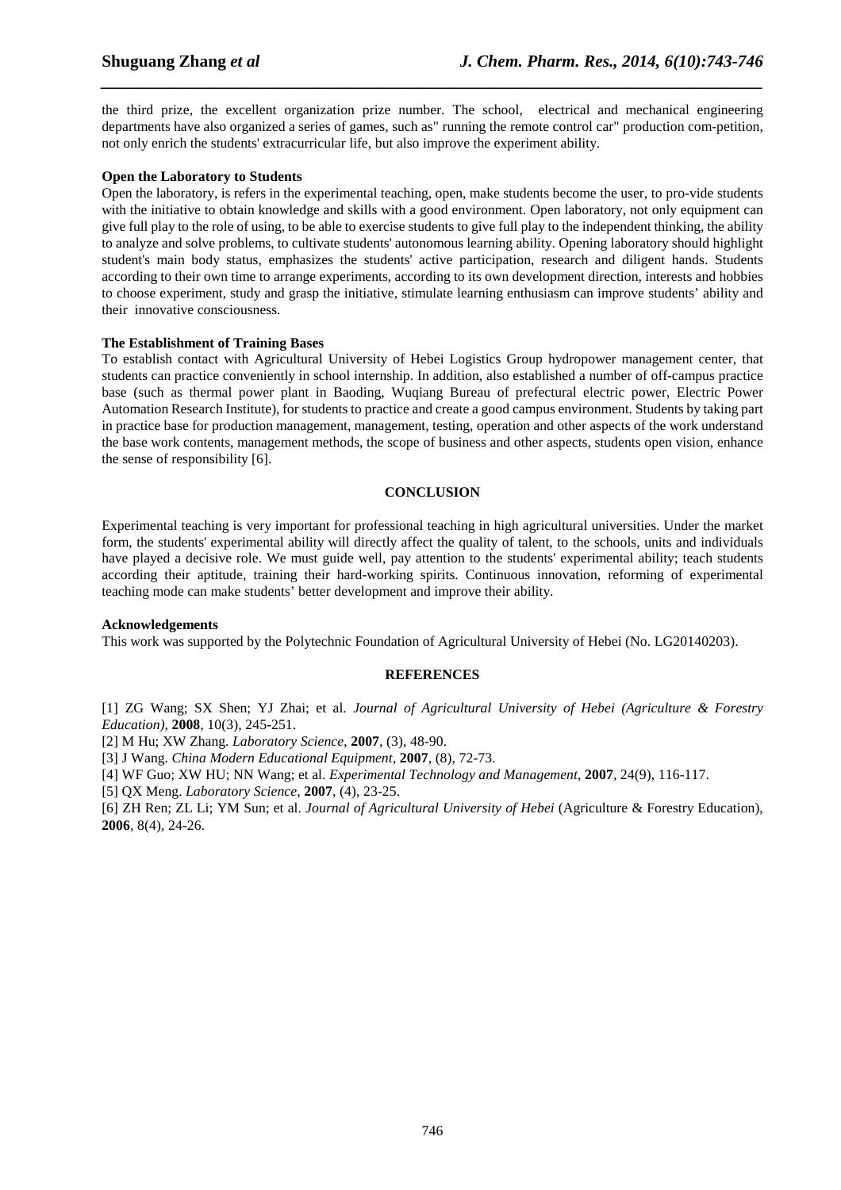the third prize, the excellent organization prize number. The school, electrical and mechanical engineering departments have also organized a series of games, such as" running the remote control car" production com-petition, not only enrich the students' extracurricular life, but also improve the experiment ability.

**Open the Laboratory to Students**

Open the laboratory, is refers in the experimental teaching, open, make students become the user, to pro-vide students with the initiative to obtain knowledge and skills with a good environment. Open laboratory, not only equipment can give full play to the role of using, to be able to exercise students to give full play to the independent thinking, the ability to analyze and solve problems, to cultivate students' autonomous learning ability. Opening laboratory should highlight student's main body status, emphasizes the students' active participation, research and diligent hands. Students according to their own time to arrange experiments, according to its own development direction, interests and hobbies to choose experiment, study and grasp the initiative, stimulate learning enthusiasm can improve students' ability and their innovative consciousness.

**The Establishment of Training Bases**

To establish contact with Agricultural University of Hebei Logistics Group hydropower management center, that students can practice conveniently in school internship. In addition, also established a number of off-campus practice base (such as thermal power plant in Baoding, Wuqiang Bureau of prefectural electric power, Electric Power Automation Research Institute), for students to practice and create a good campus environment. Students by taking part in practice base for production management, management, testing, operation and other aspects of the work understand the base work contents, management methods, the scope of business and other aspects, students open vision, enhance the sense of responsibility [6].

## CONCLUSION

Experimental teaching is very important for professional teaching in high agricultural universities. Under the market form, the students' experimental ability will directly affect the quality of talent, to the schools, units and individuals have played a decisive role. We must guide well, pay attention to the students' experimental ability; teach students according their aptitude, training their hard-working spirits. Continuous innovation, reforming of experimental teaching mode can make students' better development and improve their ability.

**Acknowledgements**

This work was supported by the Polytechnic Foundation of Agricultural University of Hebei (No. LG20140203).

## REFERENCES

[1] ZG Wang; SX Shen; YJ Zhai; et al. *Journal of Agricultural University of Hebei (Agriculture & Forestry Education)*, **2008**, 10(3), 245-251.

[2] M Hu; XW Zhang. *Laboratory Science*, **2007**, (3), 48-90.

[3] J Wang. *China Modern Educational Equipment*, **2007**, (8), 72-73.

[4] WF Guo; XW HU; NN Wang; et al. *Experimental Technology and Management*, **2007**, 24(9), 116-117.

[5] QX Meng. *Laboratory Science*, **2007**, (4), 23-25.

[6] ZH Ren; ZL Li; YM Sun; et al. *Journal of Agricultural University of Hebei* (Agriculture & Forestry Education), **2006**, 8(4), 24-26.